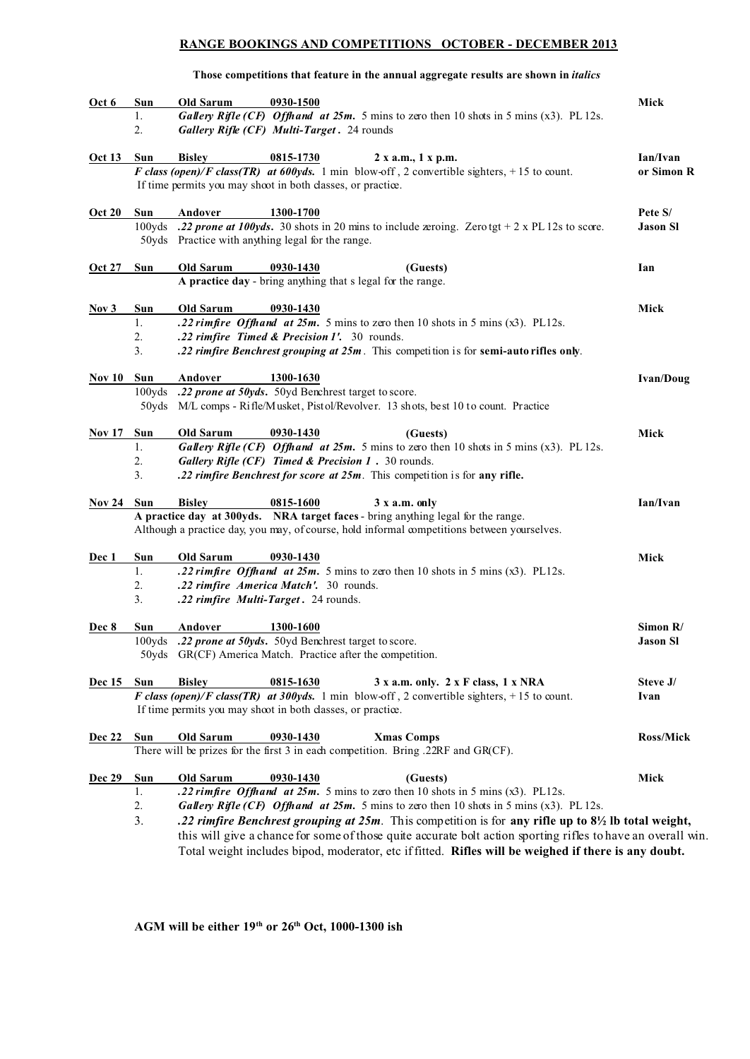# RANGE BOOKINGS AND COMPETITIONS OCTOBER - DECEMBER 2013

**Those competitions that feature in the annual aggregate results are shown in *italics***

**Oct 6** **Sun** **Old Sarum** **0930-1500** — **Mick**

1. ***Gallery Rifle (CF) Offhand at 25m.*** 5 mins to zero then 10 shots in 5 mins (x3). PL 12s.
2. ***Gallery Rifle (CF) Multi-Target .*** 24 rounds

**Oct 13** **Sun** **Bisley** **0815-1730** **2 x a.m., 1 x p.m.** — **Ian/Ivan or Simon R**

***F class (open)/F class(TR) at 600yds.*** 1 min blow-off , 2 convertible sighters, + 15 to count.
If time permits you may shoot in both classes, or practice.

**Oct 20** **Sun** **Andover** **1300-1700** — **Pete S/ Jason Sl**

100yds ***.22 prone at 100yds.*** 30 shots in 20 mins to include zeroing. Zero tgt + 2 x PL 12s to score.
50yds Practice with anything legal for the range.

**Oct 27** **Sun** **Old Sarum** **0930-1430** **(Guests)** — **Ian**

**A practice day** - bring anything that s legal for the range.

**Nov 3** **Sun** **Old Sarum** **0930-1430** — **Mick**

1. ***.22 rimfire Offhand at 25m.*** 5 mins to zero then 10 shots in 5 mins (x3). PL12s.
2. ***.22 rimfire Timed & Precision 1'.*** 30 rounds.
3. ***.22 rimfire Benchrest grouping at 25m*** . This competition is for **semi-auto rifles only**.

**Nov 10** **Sun** **Andover** **1300-1630** — **Ivan/Doug**

100yds ***.22 prone at 50yds.*** 50yd Benchrest target to score.
50yds M/L comps - Rifle/Musket, Pistol/Revolver. 13 shots, best 10 to count. Practice

**Nov 17** **Sun** **Old Sarum** **0930-1430** **(Guests)** — **Mick**

1. ***Gallery Rifle (CF) Offhand at 25m.*** 5 mins to zero then 10 shots in 5 mins (x3). PL 12s.
2. ***Gallery Rifle (CF) Timed & Precision 1 .*** 30 rounds.
3. ***.22 rimfire Benchrest for score at 25m*** . This competition is for **any rifle.**

**Nov 24** **Sun** **Bisley** **0815-1600** **3 x a.m. only** — **Ian/Ivan**

**A practice day at 300yds. NRA target faces** - bring anything legal for the range.
Although a practice day, you may, of course, hold informal competitions between yourselves.

**Dec 1** **Sun** **Old Sarum** **0930-1430** — **Mick**

1. ***.22 rimfire Offhand at 25m.*** 5 mins to zero then 10 shots in 5 mins (x3). PL12s.
2. ***.22 rimfire America Match'.*** 30 rounds.
3. ***.22 rimfire Multi-Target .*** 24 rounds.

**Dec 8** **Sun** **Andover** **1300-1600** — **Simon R/ Jason Sl**

100yds ***.22 prone at 50yds.*** 50yd Benchrest target to score.
50yds GR(CF) America Match. Practice after the competition.

**Dec 15** **Sun** **Bisley** **0815-1630** **3 x a.m. only. 2 x F class, 1 x NRA** — **Steve J/ Ivan**

***F class (open)/F class(TR) at 300yds.*** 1 min blow-off , 2 convertible sighters, + 15 to count.
If time permits you may shoot in both classes, or practice.

**Dec 22** **Sun** **Old Sarum** **0930-1430** **Xmas Comps** — **Ross/Mick**

There will be prizes for the first 3 in each competition. Bring .22RF and GR(CF).

**Dec 29** **Sun** **Old Sarum** **0930-1430** **(Guests)** — **Mick**

1. ***.22 rimfire Offhand at 25m.*** 5 mins to zero then 10 shots in 5 mins (x3). PL12s.
2. ***Gallery Rifle (CF) Offhand at 25m.*** 5 mins to zero then 10 shots in 5 mins (x3). PL 12s.
3. ***.22 rimfire Benchrest grouping at 25m***. This competition is for **any rifle up to 8½ lb total weight,** this will give a chance for some of those quite accurate bolt action sporting rifles to have an overall win. Total weight includes bipod, moderator, etc if fitted. **Rifles will be weighed if there is any doubt.**

**AGM will be either 19th or 26th Oct, 1000-1300 ish**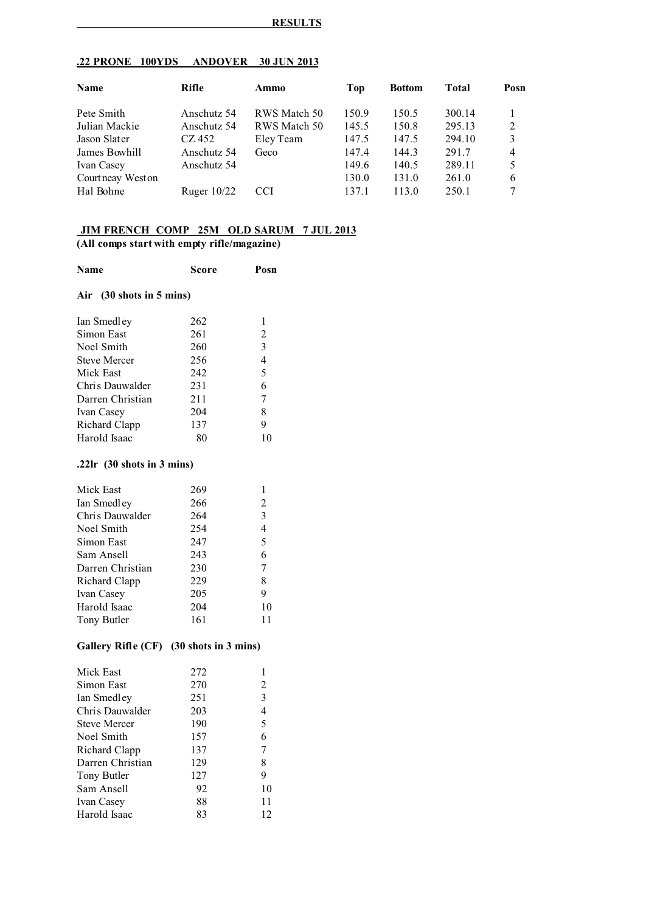## RESULTS

### .22 PRONE 100YDS ANDOVER 30 JUN 2013

| Name | Rifle | Ammo | Top | Bottom | Total | Posn |
|---|---|---|---|---|---|---|
| Pete Smith | Anschutz 54 | RWS Match 50 | 150.9 | 150.5 | 300.14 | 1 |
| Julian Mackie | Anschutz 54 | RWS Match 50 | 145.5 | 150.8 | 295.13 | 2 |
| Jason Slater | CZ 452 | Eley Team | 147.5 | 147.5 | 294.10 | 3 |
| James Bowhill | Anschutz 54 | Geco | 147.4 | 144.3 | 291.7 | 4 |
| Ivan Casey | Anschutz 54 | | 149.6 | 140.5 | 289.11 | 5 |
| Courtneay Weston | | | 130.0 | 131.0 | 261.0 | 6 |
| Hal Bohne | Ruger 10/22 | CCI | 137.1 | 113.0 | 250.1 | 7 |

### JIM FRENCH COMP 25M OLD SARUM 7 JUL 2013

**(All comps start with empty rifle/magazine)**

**Air (30 shots in 5 mins)**

| Name | Score | Posn |
|---|---|---|
| Ian Smedley | 262 | 1 |
| Simon East | 261 | 2 |
| Noel Smith | 260 | 3 |
| Steve Mercer | 256 | 4 |
| Mick East | 242 | 5 |
| Chris Dauwalder | 231 | 6 |
| Darren Christian | 211 | 7 |
| Ivan Casey | 204 | 8 |
| Richard Clapp | 137 | 9 |
| Harold Isaac | 80 | 10 |

**.22lr (30 shots in 3 mins)**

| Name | Score | Posn |
|---|---|---|
| Mick East | 269 | 1 |
| Ian Smedley | 266 | 2 |
| Chris Dauwalder | 264 | 3 |
| Noel Smith | 254 | 4 |
| Simon East | 247 | 5 |
| Sam Ansell | 243 | 6 |
| Darren Christian | 230 | 7 |
| Richard Clapp | 229 | 8 |
| Ivan Casey | 205 | 9 |
| Harold Isaac | 204 | 10 |
| Tony Butler | 161 | 11 |

**Gallery Rifle (CF) (30 shots in 3 mins)**

| Name | Score | Posn |
|---|---|---|
| Mick East | 272 | 1 |
| Simon East | 270 | 2 |
| Ian Smedley | 251 | 3 |
| Chris Dauwalder | 203 | 4 |
| Steve Mercer | 190 | 5 |
| Noel Smith | 157 | 6 |
| Richard Clapp | 137 | 7 |
| Darren Christian | 129 | 8 |
| Tony Butler | 127 | 9 |
| Sam Ansell | 92 | 10 |
| Ivan Casey | 88 | 11 |
| Harold Isaac | 83 | 12 |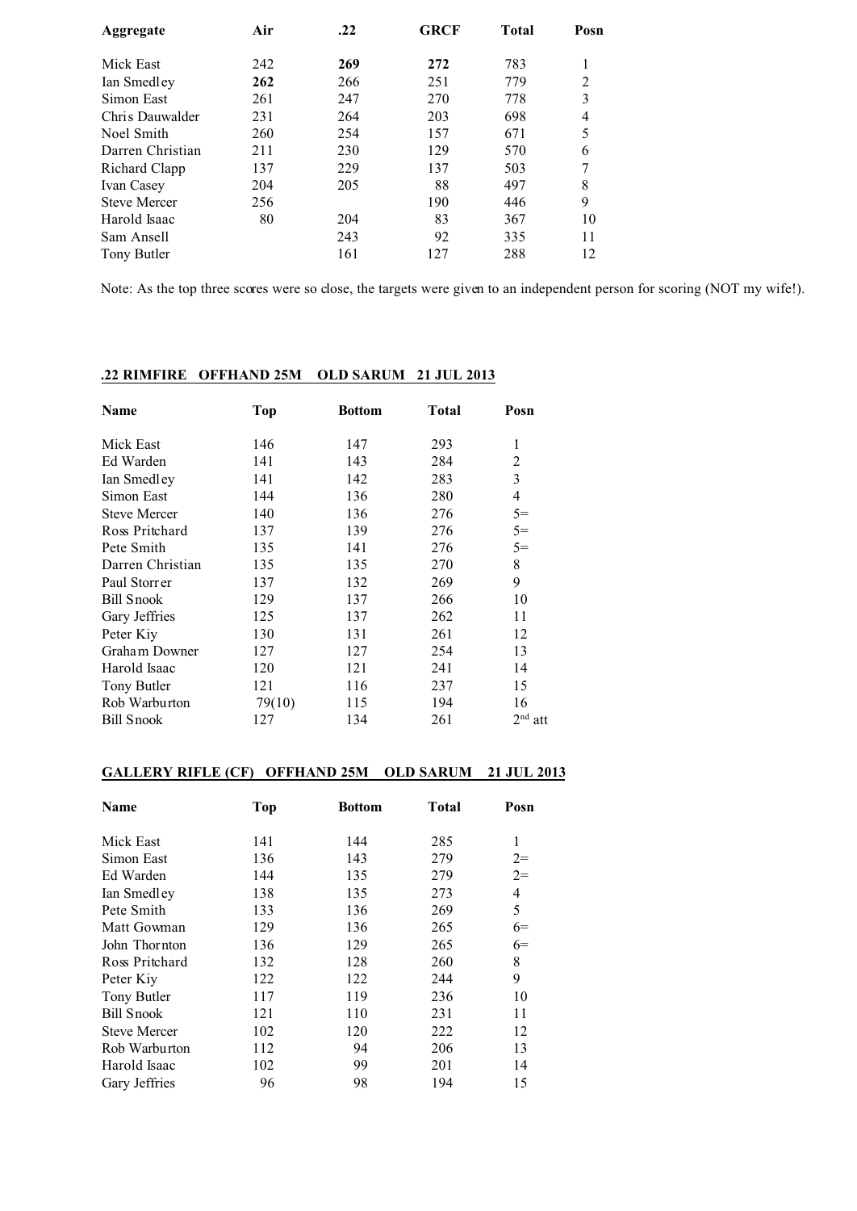| Aggregate | Air | .22 | GRCF | Total | Posn |
|---|---|---|---|---|---|
| Mick East | 242 | **269** | **272** | 783 | 1 |
| Ian Smedley | **262** | 266 | 251 | 779 | 2 |
| Simon East | 261 | 247 | 270 | 778 | 3 |
| Chris Dauwalder | 231 | 264 | 203 | 698 | 4 |
| Noel Smith | 260 | 254 | 157 | 671 | 5 |
| Darren Christian | 211 | 230 | 129 | 570 | 6 |
| Richard Clapp | 137 | 229 | 137 | 503 | 7 |
| Ivan Casey | 204 | 205 | 88 | 497 | 8 |
| Steve Mercer | 256 | | 190 | 446 | 9 |
| Harold Isaac | 80 | 204 | 83 | 367 | 10 |
| Sam Ansell | | 243 | 92 | 335 | 11 |
| Tony Butler | | 161 | 127 | 288 | 12 |

Note: As the top three scores were so close, the targets were given to an independent person for scoring (NOT my wife!).

## .22 RIMFIRE OFFHAND 25M OLD SARUM 21 JUL 2013

| Name | Top | Bottom | Total | Posn |
|---|---|---|---|---|
| Mick East | 146 | 147 | 293 | 1 |
| Ed Warden | 141 | 143 | 284 | 2 |
| Ian Smedley | 141 | 142 | 283 | 3 |
| Simon East | 144 | 136 | 280 | 4 |
| Steve Mercer | 140 | 136 | 276 | 5= |
| Ross Pritchard | 137 | 139 | 276 | 5= |
| Pete Smith | 135 | 141 | 276 | 5= |
| Darren Christian | 135 | 135 | 270 | 8 |
| Paul Storrer | 137 | 132 | 269 | 9 |
| Bill Snook | 129 | 137 | 266 | 10 |
| Gary Jeffries | 125 | 137 | 262 | 11 |
| Peter Kiy | 130 | 131 | 261 | 12 |
| Graham Downer | 127 | 127 | 254 | 13 |
| Harold Isaac | 120 | 121 | 241 | 14 |
| Tony Butler | 121 | 116 | 237 | 15 |
| Rob Warburton | 79(10) | 115 | 194 | 16 |
| Bill Snook | 127 | 134 | 261 | 2nd att |

## GALLERY RIFLE (CF) OFFHAND 25M OLD SARUM 21 JUL 2013

| Name | Top | Bottom | Total | Posn |
|---|---|---|---|---|
| Mick East | 141 | 144 | 285 | 1 |
| Simon East | 136 | 143 | 279 | 2= |
| Ed Warden | 144 | 135 | 279 | 2= |
| Ian Smedley | 138 | 135 | 273 | 4 |
| Pete Smith | 133 | 136 | 269 | 5 |
| Matt Gowman | 129 | 136 | 265 | 6= |
| John Thornton | 136 | 129 | 265 | 6= |
| Ross Pritchard | 132 | 128 | 260 | 8 |
| Peter Kiy | 122 | 122 | 244 | 9 |
| Tony Butler | 117 | 119 | 236 | 10 |
| Bill Snook | 121 | 110 | 231 | 11 |
| Steve Mercer | 102 | 120 | 222 | 12 |
| Rob Warburton | 112 | 94 | 206 | 13 |
| Harold Isaac | 102 | 99 | 201 | 14 |
| Gary Jeffries | 96 | 98 | 194 | 15 |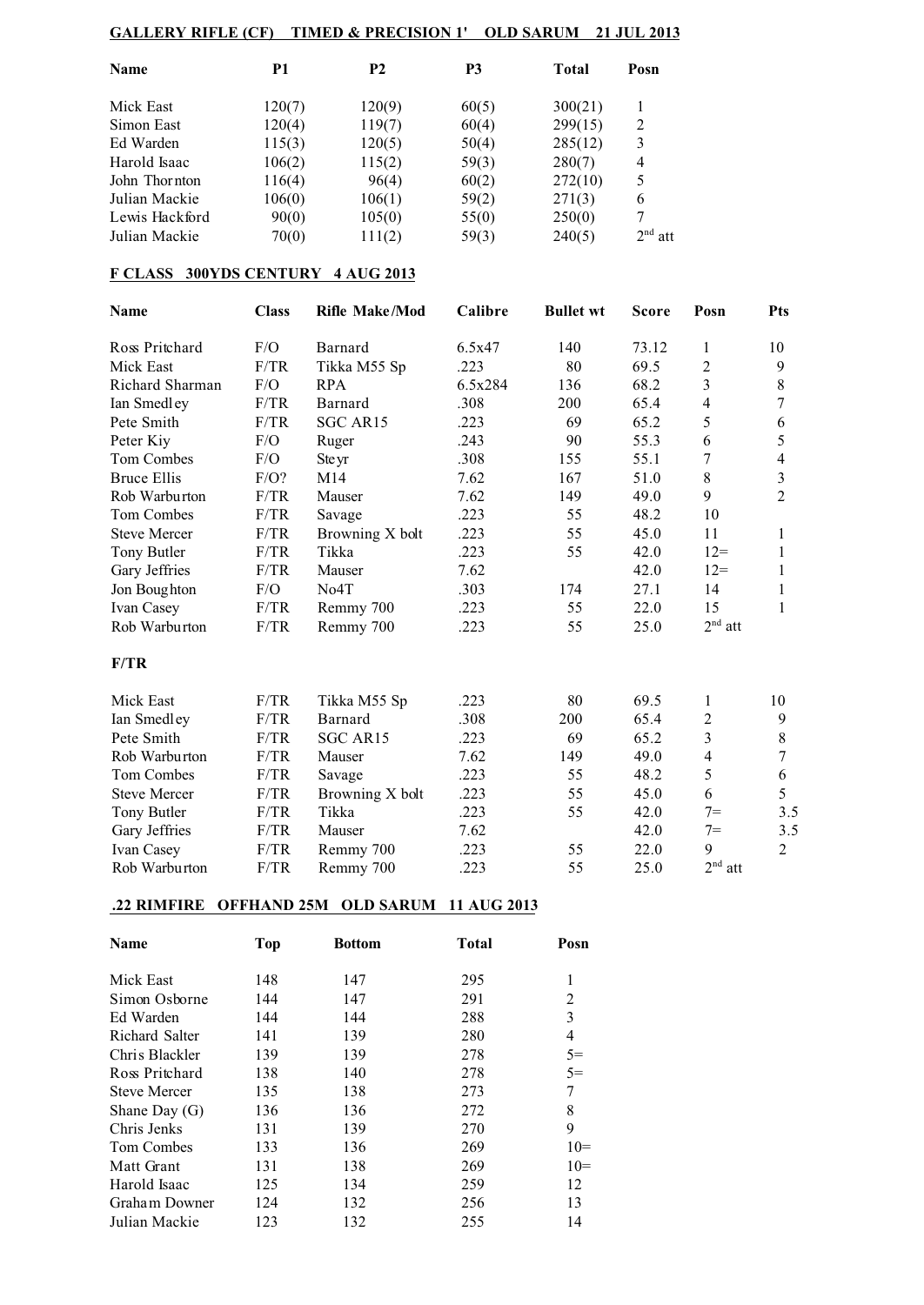**GALLERY RIFLE (CF) TIMED & PRECISION 1' OLD SARUM 21 JUL 2013**

| Name | P1 | P2 | P3 | Total | Posn |
|---|---|---|---|---|---|
| Mick East | 120(7) | 120(9) | 60(5) | 300(21) | 1 |
| Simon East | 120(4) | 119(7) | 60(4) | 299(15) | 2 |
| Ed Warden | 115(3) | 120(5) | 50(4) | 285(12) | 3 |
| Harold Isaac | 106(2) | 115(2) | 59(3) | 280(7) | 4 |
| John Thornton | 116(4) | 96(4) | 60(2) | 272(10) | 5 |
| Julian Mackie | 106(0) | 106(1) | 59(2) | 271(3) | 6 |
| Lewis Hackford | 90(0) | 105(0) | 55(0) | 250(0) | 7 |
| Julian Mackie | 70(0) | 111(2) | 59(3) | 240(5) | 2nd att |

**F CLASS 300YDS CENTURY 4 AUG 2013**

| Name | Class | Rifle Make/Mod | Calibre | Bullet wt | Score | Posn | Pts |
|---|---|---|---|---|---|---|---|
| Ross Pritchard | F/O | Barnard | 6.5x47 | 140 | 73.12 | 1 | 10 |
| Mick East | F/TR | Tikka M55 Sp | .223 | 80 | 69.5 | 2 | 9 |
| Richard Sharman | F/O | RPA | 6.5x284 | 136 | 68.2 | 3 | 8 |
| Ian Smedley | F/TR | Barnard | .308 | 200 | 65.4 | 4 | 7 |
| Pete Smith | F/TR | SGC AR15 | .223 | 69 | 65.2 | 5 | 6 |
| Peter Kiy | F/O | Ruger | .243 | 90 | 55.3 | 6 | 5 |
| Tom Combes | F/O | Steyr | .308 | 155 | 55.1 | 7 | 4 |
| Bruce Ellis | F/O? | M14 | 7.62 | 167 | 51.0 | 8 | 3 |
| Rob Warburton | F/TR | Mauser | 7.62 | 149 | 49.0 | 9 | 2 |
| Tom Combes | F/TR | Savage | .223 | 55 | 48.2 | 10 | |
| Steve Mercer | F/TR | Browning X bolt | .223 | 55 | 45.0 | 11 | 1 |
| Tony Butler | F/TR | Tikka | .223 | 55 | 42.0 | 12= | 1 |
| Gary Jeffries | F/TR | Mauser | 7.62 | | 42.0 | 12= | 1 |
| Jon Boughton | F/O | No4T | .303 | 174 | 27.1 | 14 | 1 |
| Ivan Casey | F/TR | Remmy 700 | .223 | 55 | 22.0 | 15 | 1 |
| Rob Warburton | F/TR | Remmy 700 | .223 | 55 | 25.0 | 2nd att | |

**F/TR**

| Name | Class | Rifle Make/Mod | Calibre | Bullet wt | Score | Posn | Pts |
|---|---|---|---|---|---|---|---|
| Mick East | F/TR | Tikka M55 Sp | .223 | 80 | 69.5 | 1 | 10 |
| Ian Smedley | F/TR | Barnard | .308 | 200 | 65.4 | 2 | 9 |
| Pete Smith | F/TR | SGC AR15 | .223 | 69 | 65.2 | 3 | 8 |
| Rob Warburton | F/TR | Mauser | 7.62 | 149 | 49.0 | 4 | 7 |
| Tom Combes | F/TR | Savage | .223 | 55 | 48.2 | 5 | 6 |
| Steve Mercer | F/TR | Browning X bolt | .223 | 55 | 45.0 | 6 | 5 |
| Tony Butler | F/TR | Tikka | .223 | 55 | 42.0 | 7= | 3.5 |
| Gary Jeffries | F/TR | Mauser | 7.62 | | 42.0 | 7= | 3.5 |
| Ivan Casey | F/TR | Remmy 700 | .223 | 55 | 22.0 | 9 | 2 |
| Rob Warburton | F/TR | Remmy 700 | .223 | 55 | 25.0 | 2nd att | |

**.22 RIMFIRE OFFHAND 25M OLD SARUM 11 AUG 2013**

| Name | Top | Bottom | Total | Posn |
|---|---|---|---|---|
| Mick East | 148 | 147 | 295 | 1 |
| Simon Osborne | 144 | 147 | 291 | 2 |
| Ed Warden | 144 | 144 | 288 | 3 |
| Richard Salter | 141 | 139 | 280 | 4 |
| Chris Blackler | 139 | 139 | 278 | 5= |
| Ross Pritchard | 138 | 140 | 278 | 5= |
| Steve Mercer | 135 | 138 | 273 | 7 |
| Shane Day (G) | 136 | 136 | 272 | 8 |
| Chris Jenks | 131 | 139 | 270 | 9 |
| Tom Combes | 133 | 136 | 269 | 10= |
| Matt Grant | 131 | 138 | 269 | 10= |
| Harold Isaac | 125 | 134 | 259 | 12 |
| Graham Downer | 124 | 132 | 256 | 13 |
| Julian Mackie | 123 | 132 | 255 | 14 |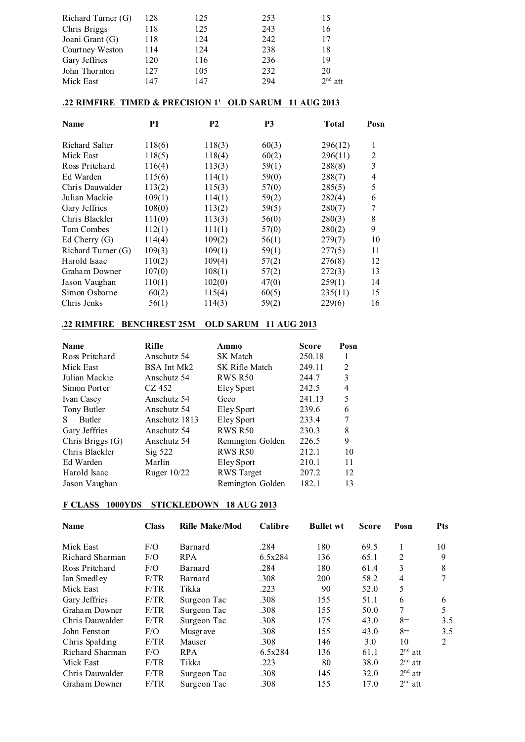| | | | | |
|---|---|---|---|---|
| Richard Turner (G) | 128 | 125 | 253 | 15 |
| Chris Briggs | 118 | 125 | 243 | 16 |
| Joani Grant (G) | 118 | 124 | 242 | 17 |
| Courtney Weston | 114 | 124 | 238 | 18 |
| Gary Jeffries | 120 | 116 | 236 | 19 |
| John Thornton | 127 | 105 | 232 | 20 |
| Mick East | 147 | 147 | 294 | 2nd att |

## .22 RIMFIRE TIMED & PRECISION 1' OLD SARUM 11 AUG 2013

| Name | P1 | P2 | P3 | Total | Posn |
|---|---|---|---|---|---|
| Richard Salter | 118(6) | 118(3) | 60(3) | 296(12) | 1 |
| Mick East | 118(5) | 118(4) | 60(2) | 296(11) | 2 |
| Ross Pritchard | 116(4) | 113(3) | 59(1) | 288(8) | 3 |
| Ed Warden | 115(6) | 114(1) | 59(0) | 288(7) | 4 |
| Chris Dauwalder | 113(2) | 115(3) | 57(0) | 285(5) | 5 |
| Julian Mackie | 109(1) | 114(1) | 59(2) | 282(4) | 6 |
| Gary Jeffries | 108(0) | 113(2) | 59(5) | 280(7) | 7 |
| Chris Blackler | 111(0) | 113(3) | 56(0) | 280(3) | 8 |
| Tom Combes | 112(1) | 111(1) | 57(0) | 280(2) | 9 |
| Ed Cherry (G) | 114(4) | 109(2) | 56(1) | 279(7) | 10 |
| Richard Turner (G) | 109(3) | 109(1) | 59(1) | 277(5) | 11 |
| Harold Isaac | 110(2) | 109(4) | 57(2) | 276(8) | 12 |
| Graham Downer | 107(0) | 108(1) | 57(2) | 272(3) | 13 |
| Jason Vaughan | 110(1) | 102(0) | 47(0) | 259(1) | 14 |
| Simon Osborne | 60(2) | 115(4) | 60(5) | 235(11) | 15 |
| Chris Jenks | 56(1) | 114(3) | 59(2) | 229(6) | 16 |

## .22 RIMFIRE BENCHREST 25M OLD SARUM 11 AUG 2013

| Name | Rifle | Ammo | Score | Posn |
|---|---|---|---|---|
| Ross Pritchard | Anschutz 54 | SK Match | 250.18 | 1 |
| Mick East | BSA Int Mk2 | SK Rifle Match | 249.11 | 2 |
| Julian Mackie | Anschutz 54 | RWS R50 | 244.7 | 3 |
| Simon Porter | CZ 452 | Eley Sport | 242.5 | 4 |
| Ivan Casey | Anschutz 54 | Geco | 241.13 | 5 |
| Tony Butler | Anschutz 54 | Eley Sport | 239.6 | 6 |
| S Butler | Anschutz 1813 | Eley Sport | 233.4 | 7 |
| Gary Jeffries | Anschutz 54 | RWS R50 | 230.3 | 8 |
| Chris Briggs (G) | Anschutz 54 | Remington Golden | 226.5 | 9 |
| Chris Blackler | Sig 522 | RWS R50 | 212.1 | 10 |
| Ed Warden | Marlin | Eley Sport | 210.1 | 11 |
| Harold Isaac | Ruger 10/22 | RWS Target | 207.2 | 12 |
| Jason Vaughan | | Remington Golden | 182.1 | 13 |

## F CLASS 1000YDS STICKLEDOWN 18 AUG 2013

| Name | Class | Rifle Make/Mod | Calibre | Bullet wt | Score | Posn | Pts |
|---|---|---|---|---|---|---|---|
| Mick East | F/O | Barnard | .284 | 180 | 69.5 | 1 | 10 |
| Richard Sharman | F/O | RPA | 6.5x284 | 136 | 65.1 | 2 | 9 |
| Ross Pritchard | F/O | Barnard | .284 | 180 | 61.4 | 3 | 8 |
| Ian Smedley | F/TR | Barnard | .308 | 200 | 58.2 | 4 | 7 |
| Mick East | F/TR | Tikka | .223 | 90 | 52.0 | 5 | |
| Gary Jeffries | F/TR | Surgeon Tac | .308 | 155 | 51.1 | 6 | 6 |
| Graham Downer | F/TR | Surgeon Tac | .308 | 155 | 50.0 | 7 | 5 |
| Chris Dauwalder | F/TR | Surgeon Tac | .308 | 175 | 43.0 | 8= | 3.5 |
| John Fenston | F/O | Musgrave | .308 | 155 | 43.0 | 8= | 3.5 |
| Chris Spalding | F/TR | Mauser | .308 | 146 | 3.0 | 10 | 2 |
| Richard Sharman | F/O | RPA | 6.5x284 | 136 | 61.1 | 2nd att | |
| Mick East | F/TR | Tikka | .223 | 80 | 38.0 | 2nd att | |
| Chris Dauwalder | F/TR | Surgeon Tac | .308 | 145 | 32.0 | 2nd att | |
| Graham Downer | F/TR | Surgeon Tac | .308 | 155 | 17.0 | 2nd att | |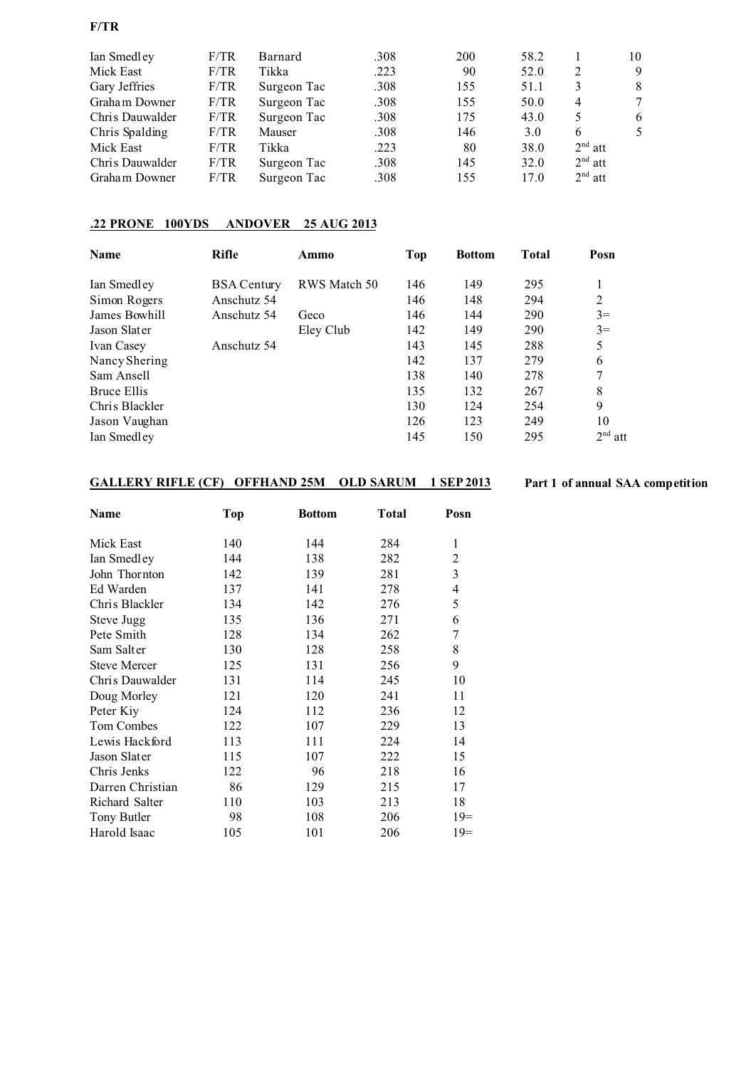**F/TR**

| | | | | | | | |
|---|---|---|---|---|---|---|---|
| Ian Smedley | F/TR | Barnard | .308 | 200 | 58.2 | 1 | 10 |
| Mick East | F/TR | Tikka | .223 | 90 | 52.0 | 2 | 9 |
| Gary Jeffries | F/TR | Surgeon Tac | .308 | 155 | 51.1 | 3 | 8 |
| Graham Downer | F/TR | Surgeon Tac | .308 | 155 | 50.0 | 4 | 7 |
| Chris Dauwalder | F/TR | Surgeon Tac | .308 | 175 | 43.0 | 5 | 6 |
| Chris Spalding | F/TR | Mauser | .308 | 146 | 3.0 | 6 | 5 |
| Mick East | F/TR | Tikka | .223 | 80 | 38.0 | 2nd att | |
| Chris Dauwalder | F/TR | Surgeon Tac | .308 | 145 | 32.0 | 2nd att | |
| Graham Downer | F/TR | Surgeon Tac | .308 | 155 | 17.0 | 2nd att | |

**.22 PRONE 100YDS ANDOVER 25 AUG 2013**

| Name | Rifle | Ammo | Top | Bottom | Total | Posn |
|---|---|---|---|---|---|---|
| Ian Smedley | BSA Century | RWS Match 50 | 146 | 149 | 295 | 1 |
| Simon Rogers | Anschutz 54 | | 146 | 148 | 294 | 2 |
| James Bowhill | Anschutz 54 | Geco | 146 | 144 | 290 | 3= |
| Jason Slater | | Eley Club | 142 | 149 | 290 | 3= |
| Ivan Casey | Anschutz 54 | | 143 | 145 | 288 | 5 |
| Nancy Shering | | | 142 | 137 | 279 | 6 |
| Sam Ansell | | | 138 | 140 | 278 | 7 |
| Bruce Ellis | | | 135 | 132 | 267 | 8 |
| Chris Blackler | | | 130 | 124 | 254 | 9 |
| Jason Vaughan | | | 126 | 123 | 249 | 10 |
| Ian Smedley | | | 145 | 150 | 295 | 2nd att |

**GALLERY RIFLE (CF) OFFHAND 25M OLD SARUM 1 SEP 2013** **Part 1 of annual SAA competition**

| Name | Top | Bottom | Total | Posn |
|---|---|---|---|---|
| Mick East | 140 | 144 | 284 | 1 |
| Ian Smedley | 144 | 138 | 282 | 2 |
| John Thornton | 142 | 139 | 281 | 3 |
| Ed Warden | 137 | 141 | 278 | 4 |
| Chris Blackler | 134 | 142 | 276 | 5 |
| Steve Jugg | 135 | 136 | 271 | 6 |
| Pete Smith | 128 | 134 | 262 | 7 |
| Sam Salter | 130 | 128 | 258 | 8 |
| Steve Mercer | 125 | 131 | 256 | 9 |
| Chris Dauwalder | 131 | 114 | 245 | 10 |
| Doug Morley | 121 | 120 | 241 | 11 |
| Peter Kiy | 124 | 112 | 236 | 12 |
| Tom Combes | 122 | 107 | 229 | 13 |
| Lewis Hackford | 113 | 111 | 224 | 14 |
| Jason Slater | 115 | 107 | 222 | 15 |
| Chris Jenks | 122 | 96 | 218 | 16 |
| Darren Christian | 86 | 129 | 215 | 17 |
| Richard Salter | 110 | 103 | 213 | 18 |
| Tony Butler | 98 | 108 | 206 | 19= |
| Harold Isaac | 105 | 101 | 206 | 19= |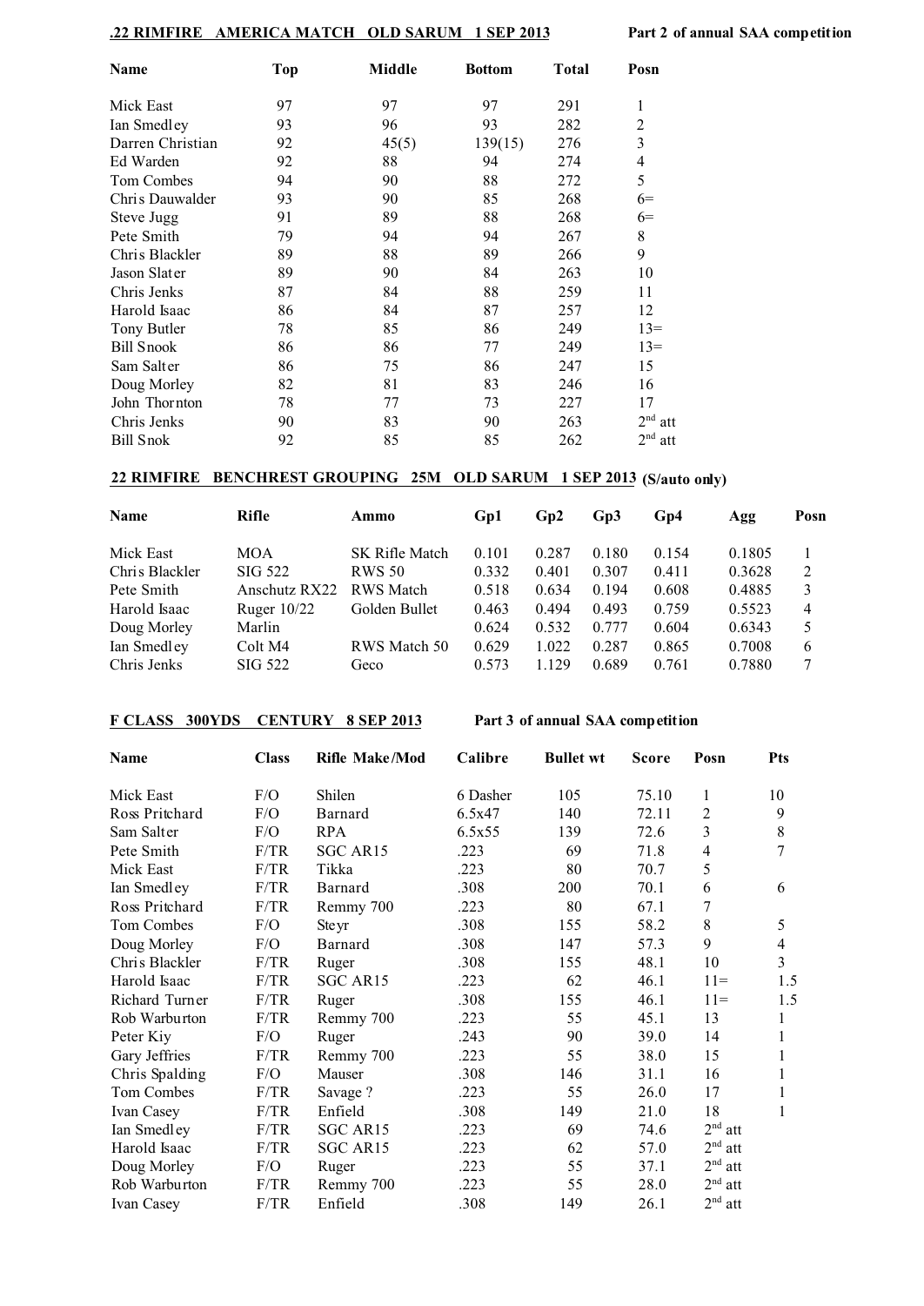**.22 RIMFIRE AMERICA MATCH OLD SARUM 1 SEP 2013** **Part 2 of annual SAA competition**

| Name | Top | Middle | Bottom | Total | Posn |
|---|---|---|---|---|---|
| Mick East | 97 | 97 | 97 | 291 | 1 |
| Ian Smedley | 93 | 96 | 93 | 282 | 2 |
| Darren Christian | 92 | 45(5) | 139(15) | 276 | 3 |
| Ed Warden | 92 | 88 | 94 | 274 | 4 |
| Tom Combes | 94 | 90 | 88 | 272 | 5 |
| Chris Dauwalder | 93 | 90 | 85 | 268 | 6= |
| Steve Jugg | 91 | 89 | 88 | 268 | 6= |
| Pete Smith | 79 | 94 | 94 | 267 | 8 |
| Chris Blackler | 89 | 88 | 89 | 266 | 9 |
| Jason Slater | 89 | 90 | 84 | 263 | 10 |
| Chris Jenks | 87 | 84 | 88 | 259 | 11 |
| Harold Isaac | 86 | 84 | 87 | 257 | 12 |
| Tony Butler | 78 | 85 | 86 | 249 | 13= |
| Bill Snook | 86 | 86 | 77 | 249 | 13= |
| Sam Salter | 86 | 75 | 86 | 247 | 15 |
| Doug Morley | 82 | 81 | 83 | 246 | 16 |
| John Thornton | 78 | 77 | 73 | 227 | 17 |
| Chris Jenks | 90 | 83 | 90 | 263 | 2nd att |
| Bill Snok | 92 | 85 | 85 | 262 | 2nd att |

**22 RIMFIRE BENCHREST GROUPING 25M OLD SARUM 1 SEP 2013 (S/auto only)**

| Name | Rifle | Ammo | Gp1 | Gp2 | Gp3 | Gp4 | Agg | Posn |
|---|---|---|---|---|---|---|---|---|
| Mick East | MOA | SK Rifle Match | 0.101 | 0.287 | 0.180 | 0.154 | 0.1805 | 1 |
| Chris Blackler | SIG 522 | RWS 50 | 0.332 | 0.401 | 0.307 | 0.411 | 0.3628 | 2 |
| Pete Smith | Anschutz RX22 | RWS Match | 0.518 | 0.634 | 0.194 | 0.608 | 0.4885 | 3 |
| Harold Isaac | Ruger 10/22 | Golden Bullet | 0.463 | 0.494 | 0.493 | 0.759 | 0.5523 | 4 |
| Doug Morley | Marlin | | 0.624 | 0.532 | 0.777 | 0.604 | 0.6343 | 5 |
| Ian Smedley | Colt M4 | RWS Match 50 | 0.629 | 1.022 | 0.287 | 0.865 | 0.7008 | 6 |
| Chris Jenks | SIG 522 | Geco | 0.573 | 1.129 | 0.689 | 0.761 | 0.7880 | 7 |

**F CLASS 300YDS CENTURY 8 SEP 2013** **Part 3 of annual SAA competition**

| Name | Class | Rifle Make/Mod | Calibre | Bullet wt | Score | Posn | Pts |
|---|---|---|---|---|---|---|---|
| Mick East | F/O | Shilen | 6 Dasher | 105 | 75.10 | 1 | 10 |
| Ross Pritchard | F/O | Barnard | 6.5x47 | 140 | 72.11 | 2 | 9 |
| Sam Salter | F/O | RPA | 6.5x55 | 139 | 72.6 | 3 | 8 |
| Pete Smith | F/TR | SGC AR15 | .223 | 69 | 71.8 | 4 | 7 |
| Mick East | F/TR | Tikka | .223 | 80 | 70.7 | 5 | |
| Ian Smedley | F/TR | Barnard | .308 | 200 | 70.1 | 6 | 6 |
| Ross Pritchard | F/TR | Remmy 700 | .223 | 80 | 67.1 | 7 | |
| Tom Combes | F/O | Steyr | .308 | 155 | 58.2 | 8 | 5 |
| Doug Morley | F/O | Barnard | .308 | 147 | 57.3 | 9 | 4 |
| Chris Blackler | F/TR | Ruger | .308 | 155 | 48.1 | 10 | 3 |
| Harold Isaac | F/TR | SGC AR15 | .223 | 62 | 46.1 | 11= | 1.5 |
| Richard Turner | F/TR | Ruger | .308 | 155 | 46.1 | 11= | 1.5 |
| Rob Warburton | F/TR | Remmy 700 | .223 | 55 | 45.1 | 13 | 1 |
| Peter Kiy | F/O | Ruger | .243 | 90 | 39.0 | 14 | 1 |
| Gary Jeffries | F/TR | Remmy 700 | .223 | 55 | 38.0 | 15 | 1 |
| Chris Spalding | F/O | Mauser | .308 | 146 | 31.1 | 16 | 1 |
| Tom Combes | F/TR | Savage ? | .223 | 55 | 26.0 | 17 | 1 |
| Ivan Casey | F/TR | Enfield | .308 | 149 | 21.0 | 18 | 1 |
| Ian Smedley | F/TR | SGC AR15 | .223 | 69 | 74.6 | 2nd att | |
| Harold Isaac | F/TR | SGC AR15 | .223 | 62 | 57.0 | 2nd att | |
| Doug Morley | F/O | Ruger | .223 | 55 | 37.1 | 2nd att | |
| Rob Warburton | F/TR | Remmy 700 | .223 | 55 | 28.0 | 2nd att | |
| Ivan Casey | F/TR | Enfield | .308 | 149 | 26.1 | 2nd att | |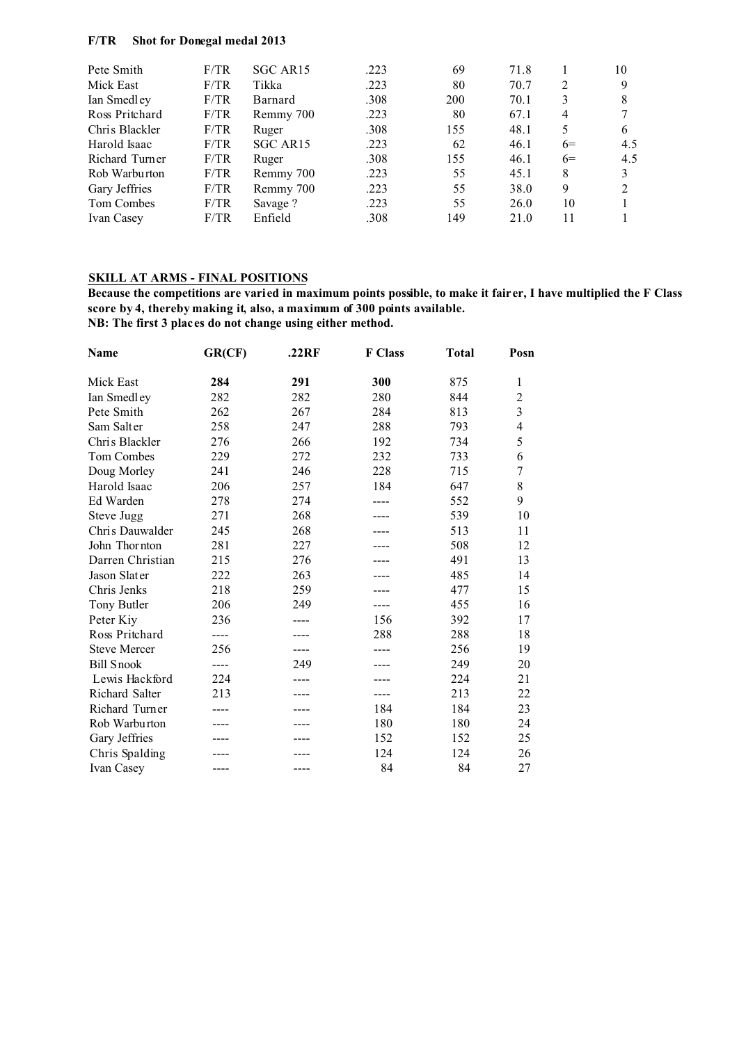**F/TR Shot for Donegal medal 2013**

| | | | | | | | |
|---|---|---|---|---|---|---|---|
| Pete Smith | F/TR | SGC AR15 | .223 | 69 | 71.8 | 1 | 10 |
| Mick East | F/TR | Tikka | .223 | 80 | 70.7 | 2 | 9 |
| Ian Smedley | F/TR | Barnard | .308 | 200 | 70.1 | 3 | 8 |
| Ross Pritchard | F/TR | Remmy 700 | .223 | 80 | 67.1 | 4 | 7 |
| Chris Blackler | F/TR | Ruger | .308 | 155 | 48.1 | 5 | 6 |
| Harold Isaac | F/TR | SGC AR15 | .223 | 62 | 46.1 | 6= | 4.5 |
| Richard Turner | F/TR | Ruger | .308 | 155 | 46.1 | 6= | 4.5 |
| Rob Warburton | F/TR | Remmy 700 | .223 | 55 | 45.1 | 8 | 3 |
| Gary Jeffries | F/TR | Remmy 700 | .223 | 55 | 38.0 | 9 | 2 |
| Tom Combes | F/TR | Savage ? | .223 | 55 | 26.0 | 10 | 1 |
| Ivan Casey | F/TR | Enfield | .308 | 149 | 21.0 | 11 | 1 |

**SKILL AT ARMS - FINAL POSITIONS**

**Because the competitions are varied in maximum points possible, to make it fairer, I have multiplied the F Class score by 4, thereby making it, also, a maximum of 300 points available.**
**NB: The first 3 places do not change using either method.**

| Name | GR(CF) | .22RF | F Class | Total | Posn |
|---|---|---|---|---|---|
| Mick East | **284** | **291** | **300** | 875 | 1 |
| Ian Smedley | 282 | 282 | 280 | 844 | 2 |
| Pete Smith | 262 | 267 | 284 | 813 | 3 |
| Sam Salter | 258 | 247 | 288 | 793 | 4 |
| Chris Blackler | 276 | 266 | 192 | 734 | 5 |
| Tom Combes | 229 | 272 | 232 | 733 | 6 |
| Doug Morley | 241 | 246 | 228 | 715 | 7 |
| Harold Isaac | 206 | 257 | 184 | 647 | 8 |
| Ed Warden | 278 | 274 | ---- | 552 | 9 |
| Steve Jugg | 271 | 268 | ---- | 539 | 10 |
| Chris Dauwalder | 245 | 268 | ---- | 513 | 11 |
| John Thornton | 281 | 227 | ---- | 508 | 12 |
| Darren Christian | 215 | 276 | ---- | 491 | 13 |
| Jason Slater | 222 | 263 | ---- | 485 | 14 |
| Chris Jenks | 218 | 259 | ---- | 477 | 15 |
| Tony Butler | 206 | 249 | ---- | 455 | 16 |
| Peter Kiy | 236 | ---- | 156 | 392 | 17 |
| Ross Pritchard | ---- | ---- | 288 | 288 | 18 |
| Steve Mercer | 256 | ---- | ---- | 256 | 19 |
| Bill Snook | ---- | 249 | ---- | 249 | 20 |
| Lewis Hackford | 224 | ---- | ---- | 224 | 21 |
| Richard Salter | 213 | ---- | ---- | 213 | 22 |
| Richard Turner | ---- | ---- | 184 | 184 | 23 |
| Rob Warburton | ---- | ---- | 180 | 180 | 24 |
| Gary Jeffries | ---- | ---- | 152 | 152 | 25 |
| Chris Spalding | ---- | ---- | 124 | 124 | 26 |
| Ivan Casey | ---- | ---- | 84 | 84 | 27 |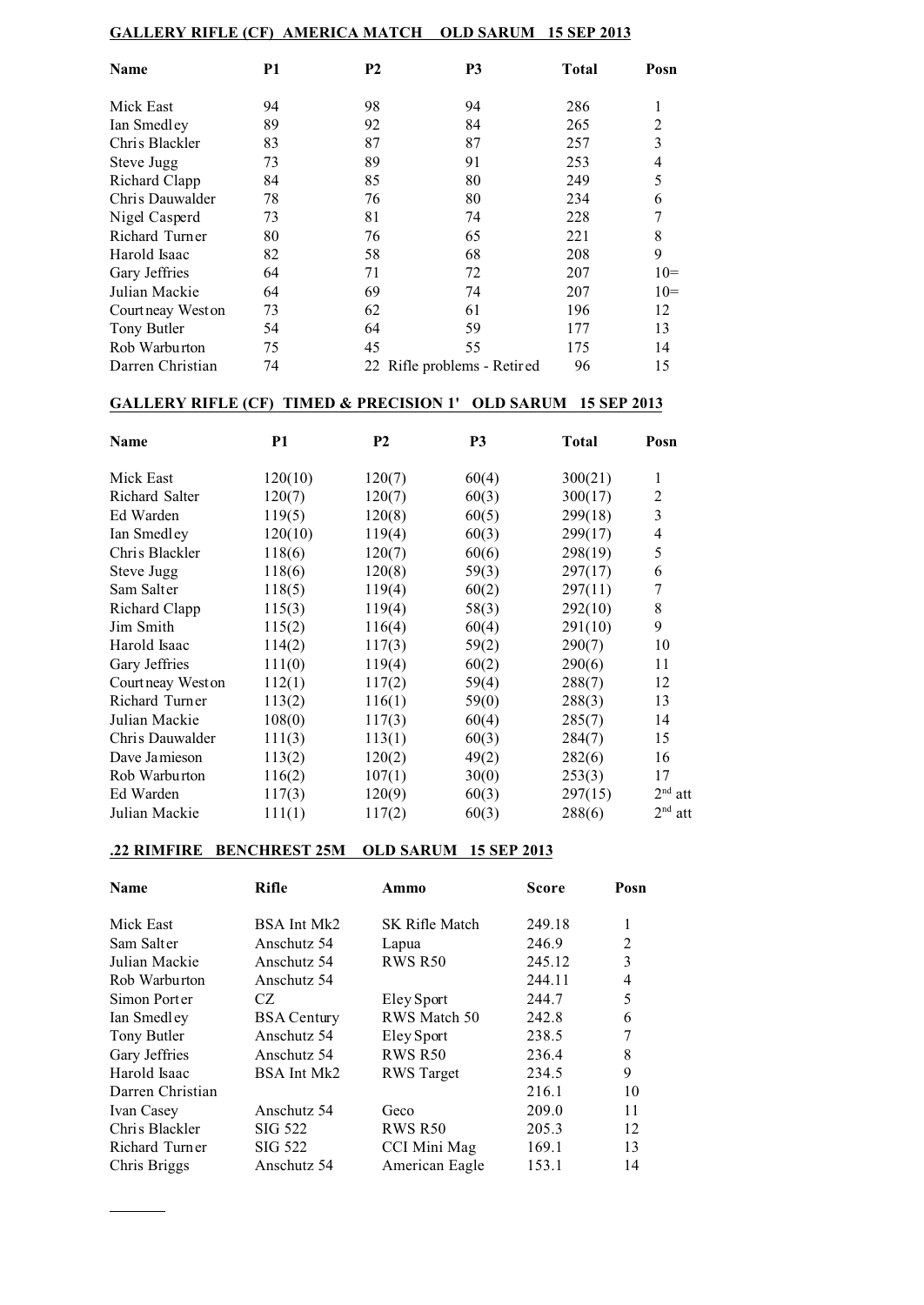**GALLERY RIFLE (CF) AMERICA MATCH OLD SARUM 15 SEP 2013**

| Name | P1 | P2 | P3 | Total | Posn |
|---|---|---|---|---|---|
| Mick East | 94 | 98 | 94 | 286 | 1 |
| Ian Smedley | 89 | 92 | 84 | 265 | 2 |
| Chris Blackler | 83 | 87 | 87 | 257 | 3 |
| Steve Jugg | 73 | 89 | 91 | 253 | 4 |
| Richard Clapp | 84 | 85 | 80 | 249 | 5 |
| Chris Dauwalder | 78 | 76 | 80 | 234 | 6 |
| Nigel Casperd | 73 | 81 | 74 | 228 | 7 |
| Richard Turner | 80 | 76 | 65 | 221 | 8 |
| Harold Isaac | 82 | 58 | 68 | 208 | 9 |
| Gary Jeffries | 64 | 71 | 72 | 207 | 10= |
| Julian Mackie | 64 | 69 | 74 | 207 | 10= |
| Courtneay Weston | 73 | 62 | 61 | 196 | 12 |
| Tony Butler | 54 | 64 | 59 | 177 | 13 |
| Rob Warburton | 75 | 45 | 55 | 175 | 14 |
| Darren Christian | 74 | 22 | Rifle problems - Retired | 96 | 15 |

**GALLERY RIFLE (CF) TIMED & PRECISION 1' OLD SARUM 15 SEP 2013**

| Name | P1 | P2 | P3 | Total | Posn |
|---|---|---|---|---|---|
| Mick East | 120(10) | 120(7) | 60(4) | 300(21) | 1 |
| Richard Salter | 120(7) | 120(7) | 60(3) | 300(17) | 2 |
| Ed Warden | 119(5) | 120(8) | 60(5) | 299(18) | 3 |
| Ian Smedley | 120(10) | 119(4) | 60(3) | 299(17) | 4 |
| Chris Blackler | 118(6) | 120(7) | 60(6) | 298(19) | 5 |
| Steve Jugg | 118(6) | 120(8) | 59(3) | 297(17) | 6 |
| Sam Salter | 118(5) | 119(4) | 60(2) | 297(11) | 7 |
| Richard Clapp | 115(3) | 119(4) | 58(3) | 292(10) | 8 |
| Jim Smith | 115(2) | 116(4) | 60(4) | 291(10) | 9 |
| Harold Isaac | 114(2) | 117(3) | 59(2) | 290(7) | 10 |
| Gary Jeffries | 111(0) | 119(4) | 60(2) | 290(6) | 11 |
| Courtneay Weston | 112(1) | 117(2) | 59(4) | 288(7) | 12 |
| Richard Turner | 113(2) | 116(1) | 59(0) | 288(3) | 13 |
| Julian Mackie | 108(0) | 117(3) | 60(4) | 285(7) | 14 |
| Chris Dauwalder | 111(3) | 113(1) | 60(3) | 284(7) | 15 |
| Dave Jamieson | 113(2) | 120(2) | 49(2) | 282(6) | 16 |
| Rob Warburton | 116(2) | 107(1) | 30(0) | 253(3) | 17 |
| Ed Warden | 117(3) | 120(9) | 60(3) | 297(15) | 2nd att |
| Julian Mackie | 111(1) | 117(2) | 60(3) | 288(6) | 2nd att |

**.22 RIMFIRE BENCHREST 25M OLD SARUM 15 SEP 2013**

| Name | Rifle | Ammo | Score | Posn |
|---|---|---|---|---|
| Mick East | BSA Int Mk2 | SK Rifle Match | 249.18 | 1 |
| Sam Salter | Anschutz 54 | Lapua | 246.9 | 2 |
| Julian Mackie | Anschutz 54 | RWS R50 | 245.12 | 3 |
| Rob Warburton | Anschutz 54 | | 244.11 | 4 |
| Simon Porter | CZ | Eley Sport | 244.7 | 5 |
| Ian Smedley | BSA Century | RWS Match 50 | 242.8 | 6 |
| Tony Butler | Anschutz 54 | Eley Sport | 238.5 | 7 |
| Gary Jeffries | Anschutz 54 | RWS R50 | 236.4 | 8 |
| Harold Isaac | BSA Int Mk2 | RWS Target | 234.5 | 9 |
| Darren Christian | | | 216.1 | 10 |
| Ivan Casey | Anschutz 54 | Geco | 209.0 | 11 |
| Chris Blackler | SIG 522 | RWS R50 | 205.3 | 12 |
| Richard Turner | SIG 522 | CCI Mini Mag | 169.1 | 13 |
| Chris Briggs | Anschutz 54 | American Eagle | 153.1 | 14 |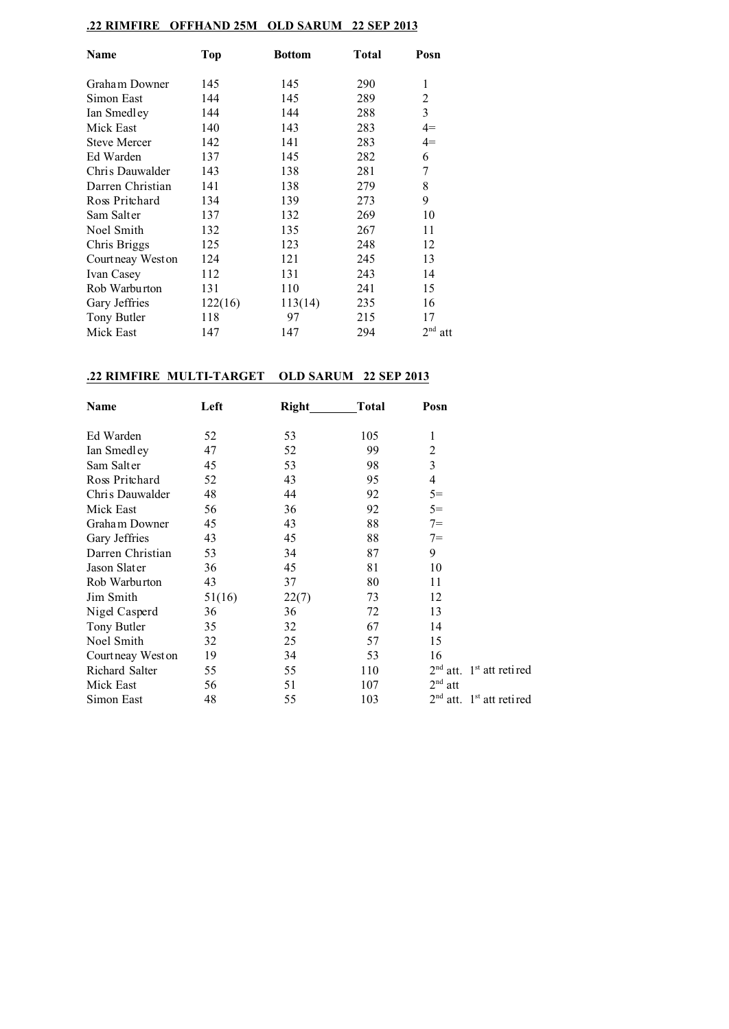## .22 RIMFIRE OFFHAND 25M OLD SARUM 22 SEP 2013

| Name | Top | Bottom | Total | Posn |
|---|---|---|---|---|
| Graham Downer | 145 | 145 | 290 | 1 |
| Simon East | 144 | 145 | 289 | 2 |
| Ian Smedley | 144 | 144 | 288 | 3 |
| Mick East | 140 | 143 | 283 | 4= |
| Steve Mercer | 142 | 141 | 283 | 4= |
| Ed Warden | 137 | 145 | 282 | 6 |
| Chris Dauwalder | 143 | 138 | 281 | 7 |
| Darren Christian | 141 | 138 | 279 | 8 |
| Ross Pritchard | 134 | 139 | 273 | 9 |
| Sam Salter | 137 | 132 | 269 | 10 |
| Noel Smith | 132 | 135 | 267 | 11 |
| Chris Briggs | 125 | 123 | 248 | 12 |
| Courtneay Weston | 124 | 121 | 245 | 13 |
| Ivan Casey | 112 | 131 | 243 | 14 |
| Rob Warburton | 131 | 110 | 241 | 15 |
| Gary Jeffries | 122(16) | 113(14) | 235 | 16 |
| Tony Butler | 118 | 97 | 215 | 17 |
| Mick East | 147 | 147 | 294 | 2nd att |

## .22 RIMFIRE MULTI-TARGET OLD SARUM 22 SEP 2013

| Name | Left | Right | Total | Posn |
|---|---|---|---|---|
| Ed Warden | 52 | 53 | 105 | 1 |
| Ian Smedley | 47 | 52 | 99 | 2 |
| Sam Salter | 45 | 53 | 98 | 3 |
| Ross Pritchard | 52 | 43 | 95 | 4 |
| Chris Dauwalder | 48 | 44 | 92 | 5= |
| Mick East | 56 | 36 | 92 | 5= |
| Graham Downer | 45 | 43 | 88 | 7= |
| Gary Jeffries | 43 | 45 | 88 | 7= |
| Darren Christian | 53 | 34 | 87 | 9 |
| Jason Slater | 36 | 45 | 81 | 10 |
| Rob Warburton | 43 | 37 | 80 | 11 |
| Jim Smith | 51(16) | 22(7) | 73 | 12 |
| Nigel Casperd | 36 | 36 | 72 | 13 |
| Tony Butler | 35 | 32 | 67 | 14 |
| Noel Smith | 32 | 25 | 57 | 15 |
| Courtneay Weston | 19 | 34 | 53 | 16 |
| Richard Salter | 55 | 55 | 110 | 2nd att. 1st att retired |
| Mick East | 56 | 51 | 107 | 2nd att |
| Simon East | 48 | 55 | 103 | 2nd att. 1st att retired |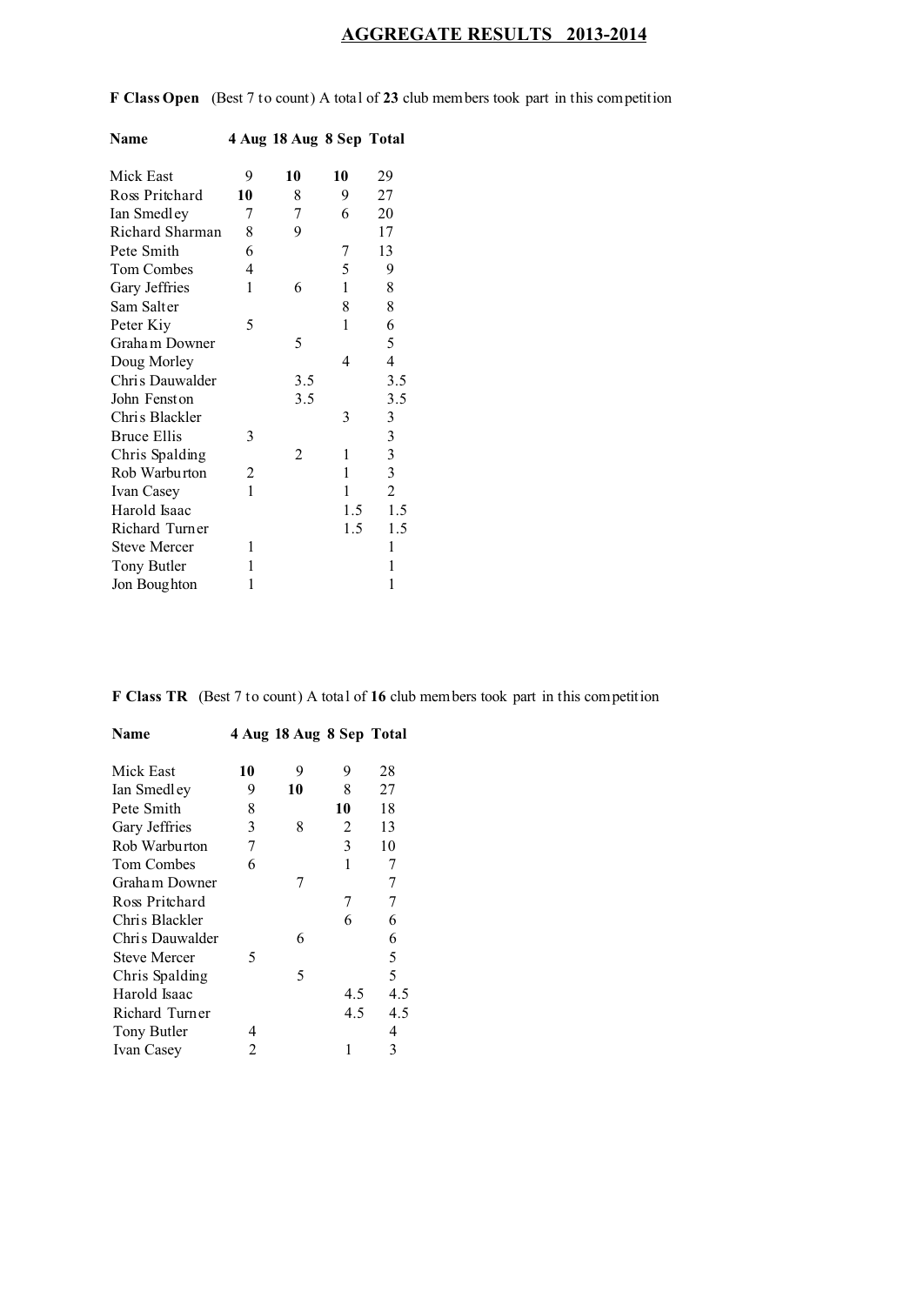## AGGREGATE RESULTS 2013-2014

**F Class Open** (Best 7 to count) A total of **23** club members took part in this competition

| Name | 4 Aug | 18 Aug | 8 Sep | Total |
|---|---|---|---|---|
| Mick East | 9 | **10** | **10** | 29 |
| Ross Pritchard | **10** | 8 | 9 | 27 |
| Ian Smedley | 7 | 7 | 6 | 20 |
| Richard Sharman | 8 | 9 | | 17 |
| Pete Smith | 6 | | 7 | 13 |
| Tom Combes | 4 | | 5 | 9 |
| Gary Jeffries | 1 | 6 | 1 | 8 |
| Sam Salter | | | 8 | 8 |
| Peter Kiy | 5 | | 1 | 6 |
| Graham Downer | | 5 | | 5 |
| Doug Morley | | | 4 | 4 |
| Chris Dauwalder | | 3.5 | | 3.5 |
| John Fenston | | 3.5 | | 3.5 |
| Chris Blackler | | | 3 | 3 |
| Bruce Ellis | 3 | | | 3 |
| Chris Spalding | | 2 | 1 | 3 |
| Rob Warburton | 2 | | 1 | 3 |
| Ivan Casey | 1 | | 1 | 2 |
| Harold Isaac | | | 1.5 | 1.5 |
| Richard Turner | | | 1.5 | 1.5 |
| Steve Mercer | 1 | | | 1 |
| Tony Butler | 1 | | | 1 |
| Jon Boughton | 1 | | | 1 |

**F Class TR** (Best 7 to count) A total of **16** club members took part in this competition

| Name | 4 Aug | 18 Aug | 8 Sep | Total |
|---|---|---|---|---|
| Mick East | **10** | 9 | 9 | 28 |
| Ian Smedley | 9 | **10** | 8 | 27 |
| Pete Smith | 8 | | **10** | 18 |
| Gary Jeffries | 3 | 8 | 2 | 13 |
| Rob Warburton | 7 | | 3 | 10 |
| Tom Combes | 6 | | 1 | 7 |
| Graham Downer | | 7 | | 7 |
| Ross Pritchard | | | 7 | 7 |
| Chris Blackler | | | 6 | 6 |
| Chris Dauwalder | | 6 | | 6 |
| Steve Mercer | 5 | | | 5 |
| Chris Spalding | | 5 | | 5 |
| Harold Isaac | | | 4.5 | 4.5 |
| Richard Turner | | | 4.5 | 4.5 |
| Tony Butler | 4 | | | 4 |
| Ivan Casey | 2 | | 1 | 3 |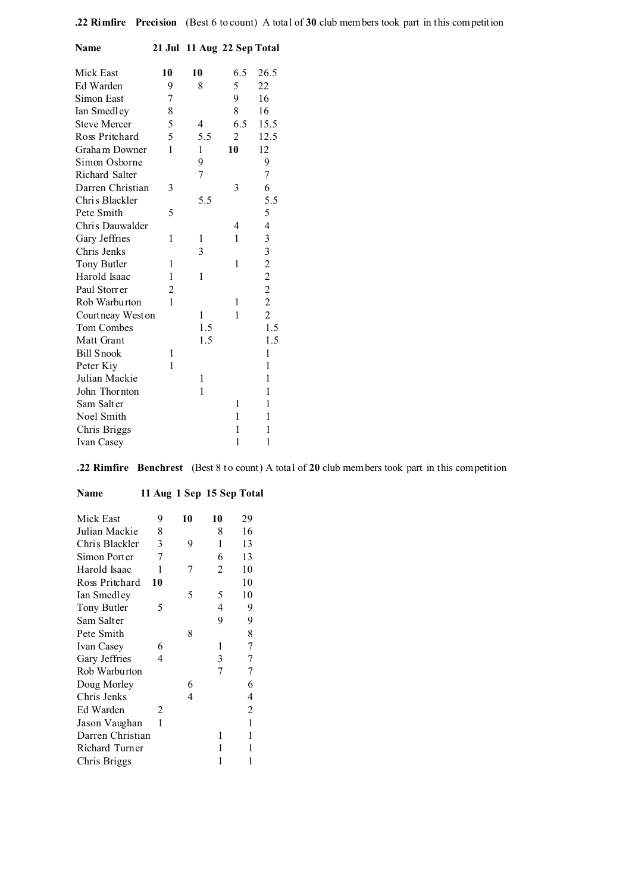**.22 Rimfire Precision** (Best 6 to count) A total of **30** club members took part in this competition

| Name | 21 Jul | 11 Aug | 22 Sep | Total |
|---|---|---|---|---|
| Mick East | **10** | **10** | 6.5 | 26.5 |
| Ed Warden | 9 | 8 | 5 | 22 |
| Simon East | 7 | | 9 | 16 |
| Ian Smedley | 8 | | 8 | 16 |
| Steve Mercer | 5 | 4 | 6.5 | 15.5 |
| Ross Pritchard | 5 | 5.5 | 2 | 12.5 |
| Graham Downer | 1 | 1 | **10** | 12 |
| Simon Osborne | | 9 | | 9 |
| Richard Salter | | 7 | | 7 |
| Darren Christian | 3 | | 3 | 6 |
| Chris Blackler | | 5.5 | | 5.5 |
| Pete Smith | 5 | | | 5 |
| Chris Dauwalder | | | 4 | 4 |
| Gary Jeffries | 1 | 1 | 1 | 3 |
| Chris Jenks | | 3 | | 3 |
| Tony Butler | 1 | | 1 | 2 |
| Harold Isaac | 1 | 1 | | 2 |
| Paul Storrer | 2 | | | 2 |
| Rob Warburton | 1 | | 1 | 2 |
| Courtneay Weston | | 1 | 1 | 2 |
| Tom Combes | | 1.5 | | 1.5 |
| Matt Grant | | 1.5 | | 1.5 |
| Bill Snook | 1 | | | 1 |
| Peter Kiy | 1 | | | 1 |
| Julian Mackie | | 1 | | 1 |
| John Thornton | | 1 | | 1 |
| Sam Salter | | | 1 | 1 |
| Noel Smith | | | 1 | 1 |
| Chris Briggs | | | 1 | 1 |
| Ivan Casey | | | 1 | 1 |

**.22 Rimfire Benchrest** (Best 8 to count) A total of **20** club members took part in this competition

| Name | 11 Aug | 1 Sep | 15 Sep | Total |
|---|---|---|---|---|
| Mick East | 9 | **10** | **10** | 29 |
| Julian Mackie | 8 | | 8 | 16 |
| Chris Blackler | 3 | 9 | 1 | 13 |
| Simon Porter | 7 | | 6 | 13 |
| Harold Isaac | 1 | 7 | 2 | 10 |
| Ross Pritchard | **10** | | | 10 |
| Ian Smedley | | 5 | 5 | 10 |
| Tony Butler | 5 | | 4 | 9 |
| Sam Salter | | | 9 | 9 |
| Pete Smith | | 8 | | 8 |
| Ivan Casey | 6 | | 1 | 7 |
| Gary Jeffries | 4 | | 3 | 7 |
| Rob Warburton | | | 7 | 7 |
| Doug Morley | | 6 | | 6 |
| Chris Jenks | | 4 | | 4 |
| Ed Warden | 2 | | | 2 |
| Jason Vaughan | 1 | | | 1 |
| Darren Christian | | | 1 | 1 |
| Richard Turner | | | 1 | 1 |
| Chris Briggs | | | 1 | 1 |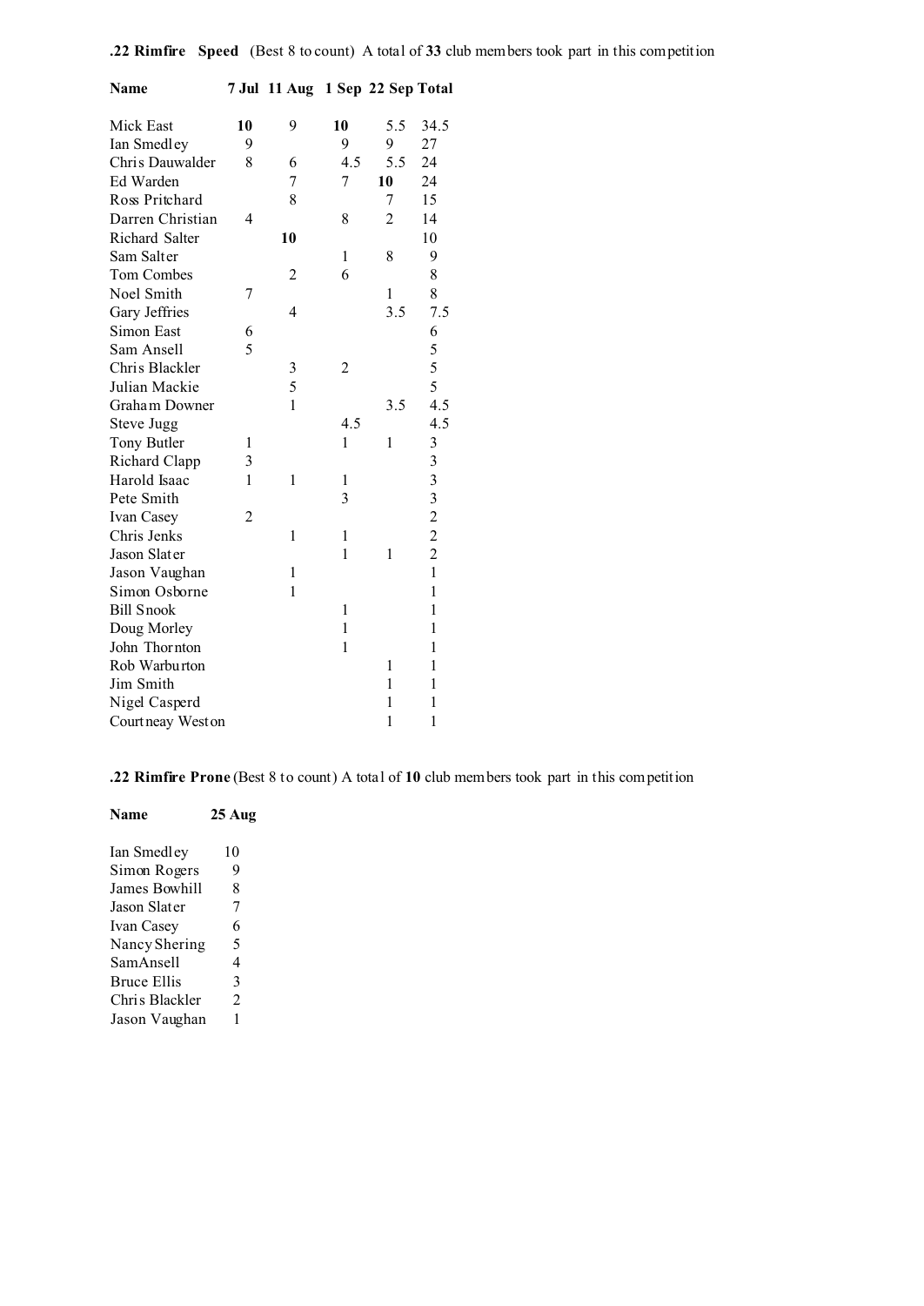**.22 Rimfire Speed** (Best 8 to count) A total of **33** club members took part in this competition

| Name | 7 Jul | 11 Aug | 1 Sep | 22 Sep | Total |
|---|---|---|---|---|---|
| Mick East | **10** | 9 | **10** | 5.5 | 34.5 |
| Ian Smedley | 9 | | 9 | 9 | 27 |
| Chris Dauwalder | 8 | 6 | 4.5 | 5.5 | 24 |
| Ed Warden | | 7 | 7 | **10** | 24 |
| Ross Pritchard | | 8 | | 7 | 15 |
| Darren Christian | 4 | | 8 | 2 | 14 |
| Richard Salter | | **10** | | | 10 |
| Sam Salter | | | 1 | 8 | 9 |
| Tom Combes | | 2 | 6 | | 8 |
| Noel Smith | 7 | | | 1 | 8 |
| Gary Jeffries | | 4 | | 3.5 | 7.5 |
| Simon East | 6 | | | | 6 |
| Sam Ansell | 5 | | | | 5 |
| Chris Blackler | | 3 | 2 | | 5 |
| Julian Mackie | | 5 | | | 5 |
| Graham Downer | | 1 | | 3.5 | 4.5 |
| Steve Jugg | | | 4.5 | | 4.5 |
| Tony Butler | 1 | | 1 | 1 | 3 |
| Richard Clapp | 3 | | | | 3 |
| Harold Isaac | 1 | 1 | 1 | | 3 |
| Pete Smith | | | 3 | | 3 |
| Ivan Casey | 2 | | | | 2 |
| Chris Jenks | | 1 | 1 | | 2 |
| Jason Slater | | | 1 | 1 | 2 |
| Jason Vaughan | | 1 | | | 1 |
| Simon Osborne | | 1 | | | 1 |
| Bill Snook | | | 1 | | 1 |
| Doug Morley | | | 1 | | 1 |
| John Thornton | | | 1 | | 1 |
| Rob Warburton | | | | 1 | 1 |
| Jim Smith | | | | 1 | 1 |
| Nigel Casperd | | | | 1 | 1 |
| Courtneay Weston | | | | 1 | 1 |

**.22 Rimfire Prone** (Best 8 to count) A total of **10** club members took part in this competition

| Name | 25 Aug |
|---|---|
| Ian Smedley | 10 |
| Simon Rogers | 9 |
| James Bowhill | 8 |
| Jason Slater | 7 |
| Ivan Casey | 6 |
| Nancy Shering | 5 |
| SamAnsell | 4 |
| Bruce Ellis | 3 |
| Chris Blackler | 2 |
| Jason Vaughan | 1 |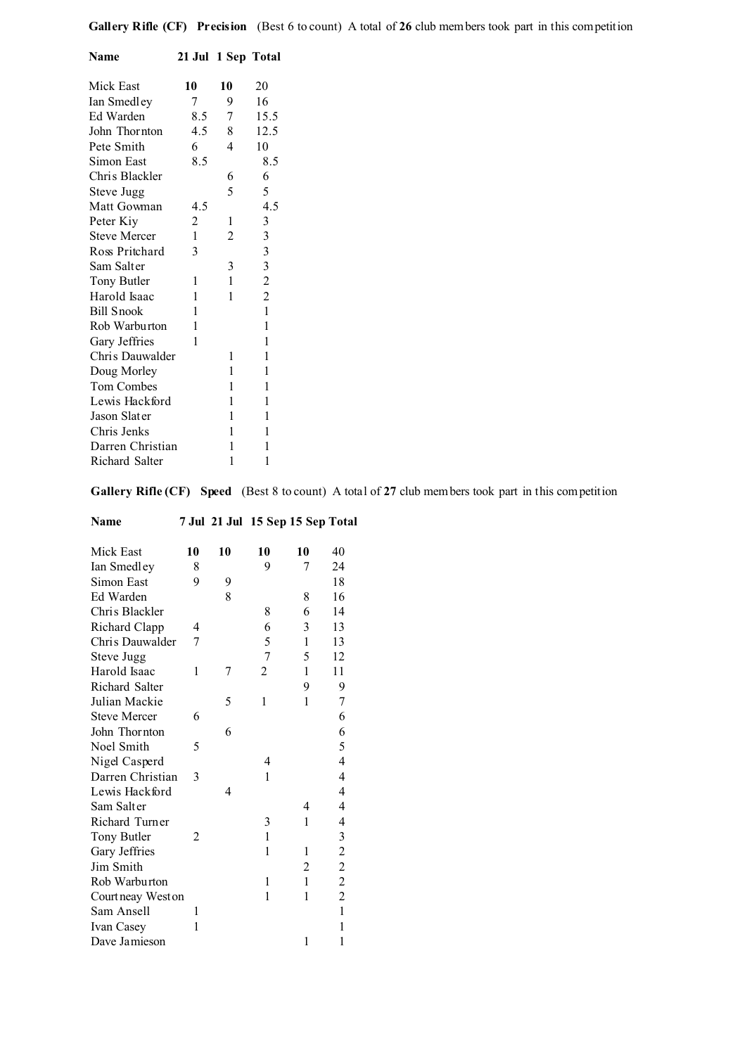**Gallery Rifle (CF) Precision** (Best 6 to count) A total of **26** club members took part in this competition

| **Name** | **21 Jul** | **1 Sep** | **Total** |
|---|---|---|---|
| Mick East | **10** | **10** | 20 |
| Ian Smedley | 7 | 9 | 16 |
| Ed Warden | 8.5 | 7 | 15.5 |
| John Thornton | 4.5 | 8 | 12.5 |
| Pete Smith | 6 | 4 | 10 |
| Simon East | 8.5 | | 8.5 |
| Chris Blackler | | 6 | 6 |
| Steve Jugg | | 5 | 5 |
| Matt Gowman | 4.5 | | 4.5 |
| Peter Kiy | 2 | 1 | 3 |
| Steve Mercer | 1 | 2 | 3 |
| Ross Pritchard | 3 | | 3 |
| Sam Salter | | 3 | 3 |
| Tony Butler | 1 | 1 | 2 |
| Harold Isaac | 1 | 1 | 2 |
| Bill Snook | 1 | | 1 |
| Rob Warburton | 1 | | 1 |
| Gary Jeffries | 1 | | 1 |
| Chris Dauwalder | | 1 | 1 |
| Doug Morley | | 1 | 1 |
| Tom Combes | | 1 | 1 |
| Lewis Hackford | | 1 | 1 |
| Jason Slater | | 1 | 1 |
| Chris Jenks | | 1 | 1 |
| Darren Christian | | 1 | 1 |
| Richard Salter | | 1 | 1 |

**Gallery Rifle (CF) Speed** (Best 8 to count) A total of **27** club members took part in this competition

| **Name** | **7 Jul** | **21 Jul** | **15 Sep** | **15 Sep** | **Total** |
|---|---|---|---|---|---|
| Mick East | **10** | **10** | **10** | **10** | 40 |
| Ian Smedley | 8 | | 9 | 7 | 24 |
| Simon East | 9 | 9 | | | 18 |
| Ed Warden | | 8 | | 8 | 16 |
| Chris Blackler | | | 8 | 6 | 14 |
| Richard Clapp | 4 | | 6 | 3 | 13 |
| Chris Dauwalder | 7 | | 5 | 1 | 13 |
| Steve Jugg | | | 7 | 5 | 12 |
| Harold Isaac | 1 | 7 | 2 | 1 | 11 |
| Richard Salter | | | | 9 | 9 |
| Julian Mackie | | 5 | 1 | 1 | 7 |
| Steve Mercer | 6 | | | | 6 |
| John Thornton | | 6 | | | 6 |
| Noel Smith | 5 | | | | 5 |
| Nigel Casperd | | | 4 | | 4 |
| Darren Christian | 3 | | 1 | | 4 |
| Lewis Hackford | | 4 | | | 4 |
| Sam Salter | | | | 4 | 4 |
| Richard Turner | | | 3 | 1 | 4 |
| Tony Butler | 2 | | 1 | | 3 |
| Gary Jeffries | | | 1 | 1 | 2 |
| Jim Smith | | | | 2 | 2 |
| Rob Warburton | | | 1 | 1 | 2 |
| Courtneay Weston | | | 1 | 1 | 2 |
| Sam Ansell | 1 | | | | 1 |
| Ivan Casey | 1 | | | | 1 |
| Dave Jamieson | | | | 1 | 1 |